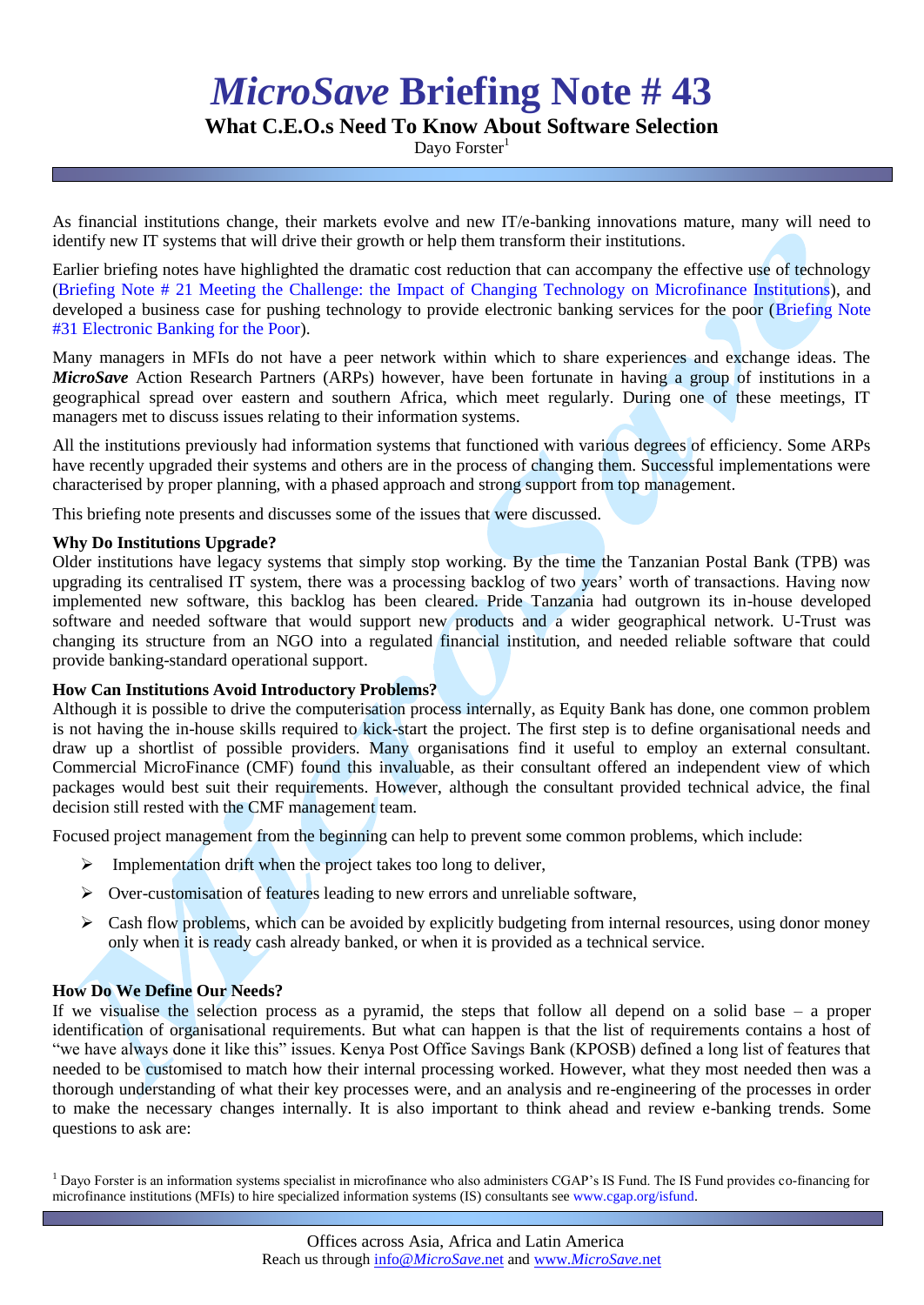# *MicroSave* Briefing Note # 43

## What C.E.O.s Need To Know About Software Selection

Dayo Forster[1]

As financial institutions change, their markets evolve and new IT/e-banking innovations mature, many will need to identify new IT systems that will drive their growth or help them transform their institutions.

Earlier briefing notes have highlighted the dramatic cost reduction that can accompany the effective use of technology (Briefing Note # 21 Meeting the Challenge: the Impact of Changing Technology on Microfinance Institutions), and developed a business case for pushing technology to provide electronic banking services for the poor (Briefing Note #31 Electronic Banking for the Poor).

Many managers in MFIs do not have a peer network within which to share experiences and exchange ideas. The ***MicroSave*** Action Research Partners (ARPs) however, have been fortunate in having a group of institutions in a geographical spread over eastern and southern Africa, which meet regularly. During one of these meetings, IT managers met to discuss issues relating to their information systems.

All the institutions previously had information systems that functioned with various degrees of efficiency. Some ARPs have recently upgraded their systems and others are in the process of changing them. Successful implementations were characterised by proper planning, with a phased approach and strong support from top management.

This briefing note presents and discusses some of the issues that were discussed.

**Why Do Institutions Upgrade?**

Older institutions have legacy systems that simply stop working. By the time the Tanzanian Postal Bank (TPB) was upgrading its centralised IT system, there was a processing backlog of two years' worth of transactions. Having now implemented new software, this backlog has been cleared. Pride Tanzania had outgrown its in-house developed software and needed software that would support new products and a wider geographical network. U-Trust was changing its structure from an NGO into a regulated financial institution, and needed reliable software that could provide banking-standard operational support.

**How Can Institutions Avoid Introductory Problems?**

Although it is possible to drive the computerisation process internally, as Equity Bank has done, one common problem is not having the in-house skills required to kick-start the project. The first step is to define organisational needs and draw up a shortlist of possible providers. Many organisations find it useful to employ an external consultant. Commercial MicroFinance (CMF) found this invaluable, as their consultant offered an independent view of which packages would best suit their requirements. However, although the consultant provided technical advice, the final decision still rested with the CMF management team.

Focused project management from the beginning can help to prevent some common problems, which include:

- Implementation drift when the project takes too long to deliver,
- Over-customisation of features leading to new errors and unreliable software,
- Cash flow problems, which can be avoided by explicitly budgeting from internal resources, using donor money only when it is ready cash already banked, or when it is provided as a technical service.

**How Do We Define Our Needs?**

If we visualise the selection process as a pyramid, the steps that follow all depend on a solid base – a proper identification of organisational requirements. But what can happen is that the list of requirements contains a host of "we have always done it like this" issues. Kenya Post Office Savings Bank (KPOSB) defined a long list of features that needed to be customised to match how their internal processing worked. However, what they most needed then was a thorough understanding of what their key processes were, and an analysis and re-engineering of the processes in order to make the necessary changes internally. It is also important to think ahead and review e-banking trends. Some questions to ask are:

[1] Dayo Forster is an information systems specialist in microfinance who also administers CGAP's IS Fund. The IS Fund provides co-financing for microfinance institutions (MFIs) to hire specialized information systems (IS) consultants see www.cgap.org/isfund.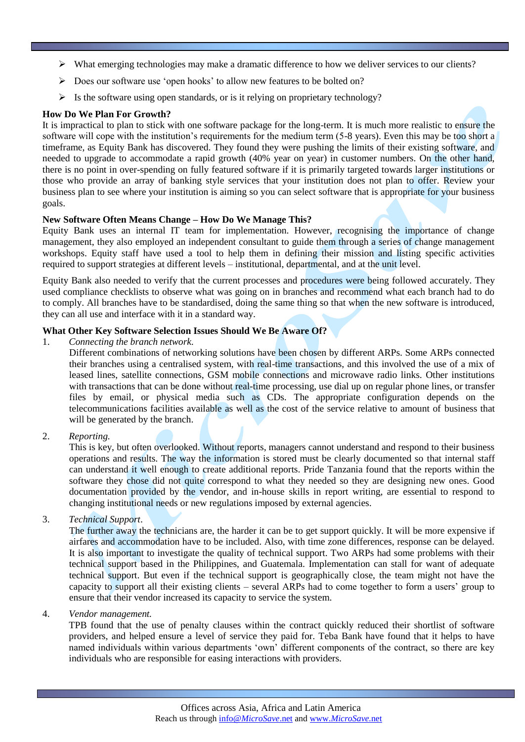- What emerging technologies may make a dramatic difference to how we deliver services to our clients?
- Does our software use 'open hooks' to allow new features to be bolted on?
- Is the software using open standards, or is it relying on proprietary technology?

**How Do We Plan For Growth?**

It is impractical to plan to stick with one software package for the long-term. It is much more realistic to ensure the software will cope with the institution's requirements for the medium term (5-8 years). Even this may be too short a timeframe, as Equity Bank has discovered. They found they were pushing the limits of their existing software, and needed to upgrade to accommodate a rapid growth (40% year on year) in customer numbers. On the other hand, there is no point in over-spending on fully featured software if it is primarily targeted towards larger institutions or those who provide an array of banking style services that your institution does not plan to offer. Review your business plan to see where your institution is aiming so you can select software that is appropriate for your business goals.

**New Software Often Means Change – How Do We Manage This?**

Equity Bank uses an internal IT team for implementation. However, recognising the importance of change management, they also employed an independent consultant to guide them through a series of change management workshops. Equity staff have used a tool to help them in defining their mission and listing specific activities required to support strategies at different levels – institutional, departmental, and at the unit level.

Equity Bank also needed to verify that the current processes and procedures were being followed accurately. They used compliance checklists to observe what was going on in branches and recommend what each branch had to do to comply. All branches have to be standardised, doing the same thing so that when the new software is introduced, they can all use and interface with it in a standard way.

**What Other Key Software Selection Issues Should We Be Aware Of?**

1. *Connecting the branch network.*
   Different combinations of networking solutions have been chosen by different ARPs. Some ARPs connected their branches using a centralised system, with real-time transactions, and this involved the use of a mix of leased lines, satellite connections, GSM mobile connections and microwave radio links. Other institutions with transactions that can be done without real-time processing, use dial up on regular phone lines, or transfer files by email, or physical media such as CDs. The appropriate configuration depends on the telecommunications facilities available as well as the cost of the service relative to amount of business that will be generated by the branch.

2. *Reporting.*
   This is key, but often overlooked. Without reports, managers cannot understand and respond to their business operations and results. The way the information is stored must be clearly documented so that internal staff can understand it well enough to create additional reports. Pride Tanzania found that the reports within the software they chose did not quite correspond to what they needed so they are designing new ones. Good documentation provided by the vendor, and in-house skills in report writing, are essential to respond to changing institutional needs or new regulations imposed by external agencies.

3. *Technical Support.*
   The further away the technicians are, the harder it can be to get support quickly. It will be more expensive if airfares and accommodation have to be included. Also, with time zone differences, response can be delayed. It is also important to investigate the quality of technical support. Two ARPs had some problems with their technical support based in the Philippines, and Guatemala. Implementation can stall for want of adequate technical support. But even if the technical support is geographically close, the team might not have the capacity to support all their existing clients – several ARPs had to come together to form a users' group to ensure that their vendor increased its capacity to service the system.

4. *Vendor management.*
   TPB found that the use of penalty clauses within the contract quickly reduced their shortlist of software providers, and helped ensure a level of service they paid for. Teba Bank have found that it helps to have named individuals within various departments 'own' different components of the contract, so there are key individuals who are responsible for easing interactions with providers.